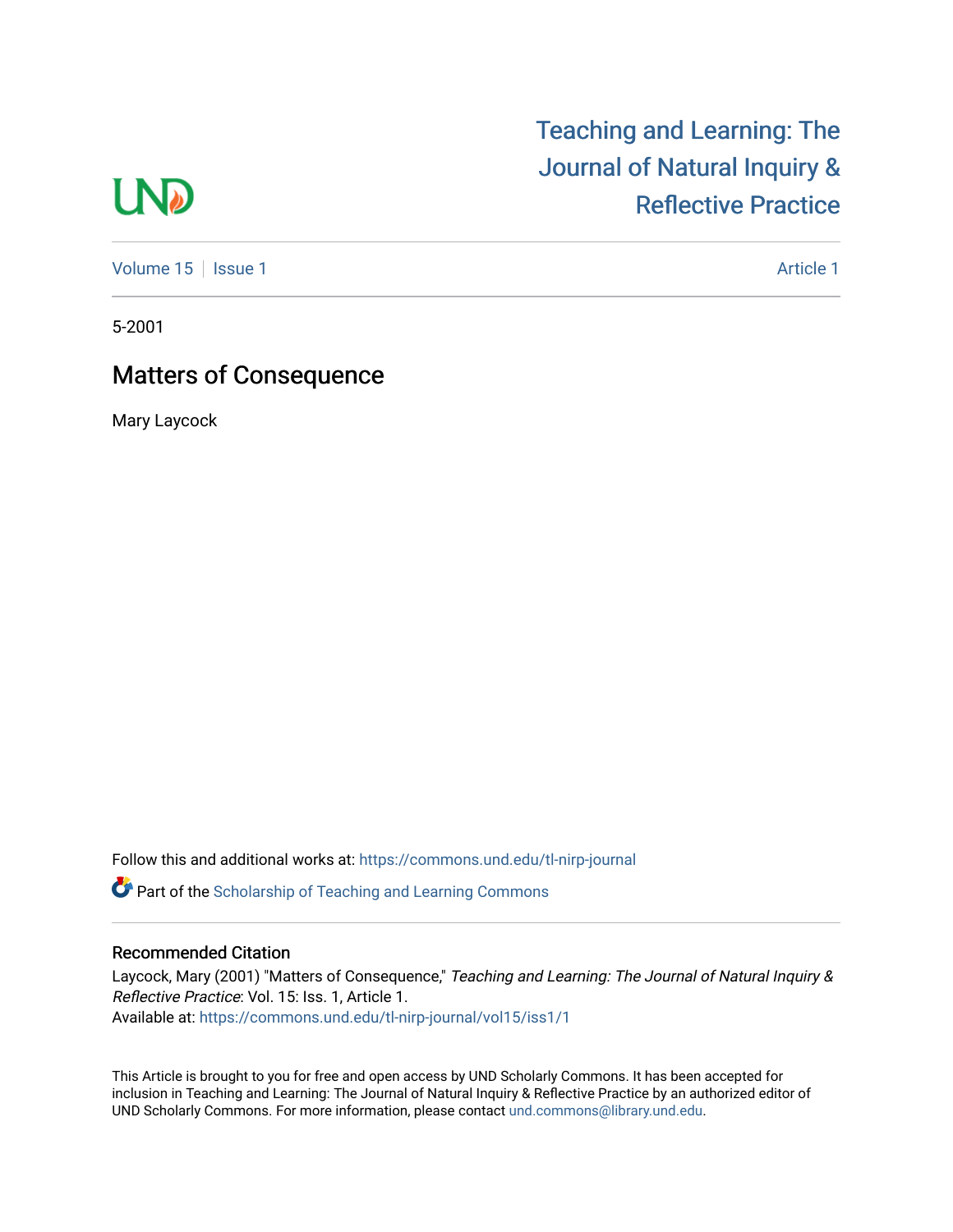Teaching and Learning: The Journal of Natural Inquiry & Reflective Practice

Volume 15 | Issue 1 | Article 1

5-2001

# Matters of Consequence

Mary Laycock

Follow this and additional works at: https://commons.und.edu/tl-nirp-journal

Part of the Scholarship of Teaching and Learning Commons

## Recommended Citation

Laycock, Mary (2001) "Matters of Consequence," *Teaching and Learning: The Journal of Natural Inquiry & Reflective Practice*: Vol. 15: Iss. 1, Article 1.
Available at: https://commons.und.edu/tl-nirp-journal/vol15/iss1/1

This Article is brought to you for free and open access by UND Scholarly Commons. It has been accepted for inclusion in Teaching and Learning: The Journal of Natural Inquiry & Reflective Practice by an authorized editor of UND Scholarly Commons. For more information, please contact und.commons@library.und.edu.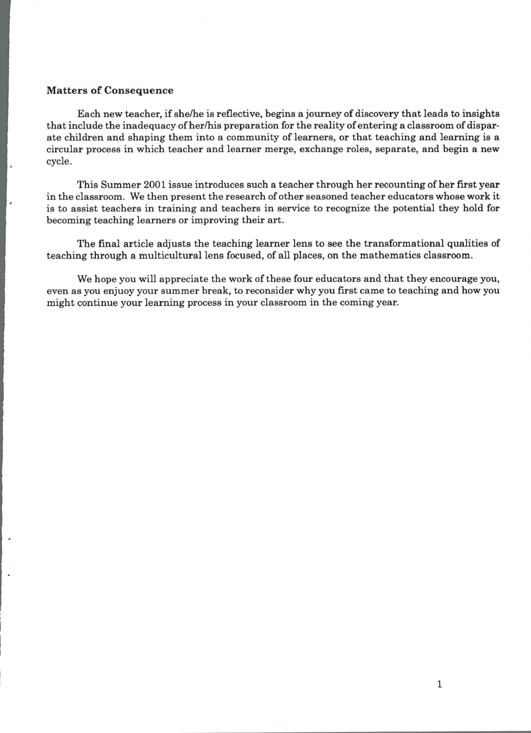**Matters of Consequence**

Each new teacher, if she/he is reflective, begins a journey of discovery that leads to insights that include the inadequacy of her/his preparation for the reality of entering a classroom of disparate children and shaping them into a community of learners, or that teaching and learning is a circular process in which teacher and learner merge, exchange roles, separate, and begin a new cycle.

This Summer 2001 issue introduces such a teacher through her recounting of her first year in the classroom. We then present the research of other seasoned teacher educators whose work it is to assist teachers in training and teachers in service to recognize the potential they hold for becoming teaching learners or improving their art.

The final article adjusts the teaching learner lens to see the transformational qualities of teaching through a multicultural lens focused, of all places, on the mathematics classroom.

We hope you will appreciate the work of these four educators and that they encourage you, even as you enjuoy your summer break, to reconsider why you first came to teaching and how you might continue your learning process in your classroom in the coming year.